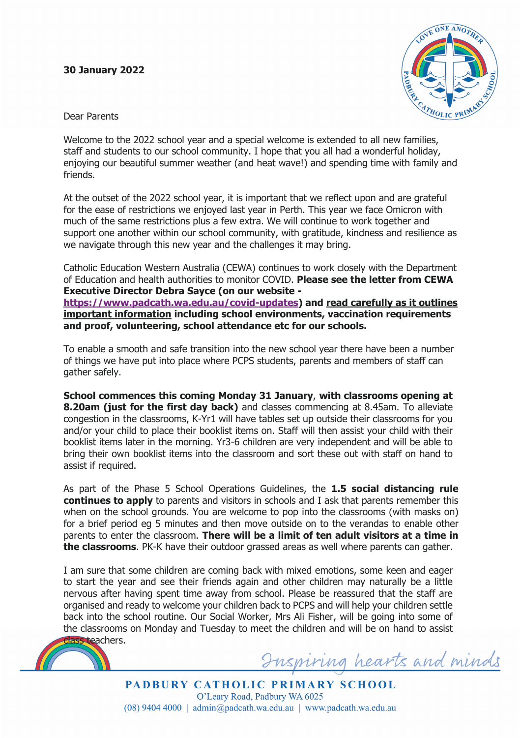**30 January 2022**

Dear Parents

Welcome to the 2022 school year and a special welcome is extended to all new families, staff and students to our school community. I hope that you all had a wonderful holiday, enjoying our beautiful summer weather (and heat wave!) and spending time with family and friends.

At the outset of the 2022 school year, it is important that we reflect upon and are grateful for the ease of restrictions we enjoyed last year in Perth. This year we face Omicron with much of the same restrictions plus a few extra. We will continue to work together and support one another within our school community, with gratitude, kindness and resilience as we navigate through this new year and the challenges it may bring.

Catholic Education Western Australia (CEWA) continues to work closely with the Department of Education and health authorities to monitor COVID. **Please see the letter from CEWA Executive Director Debra Sayce (on our website - https://www.padcath.wa.edu.au/covid-updates) and read carefully as it outlines important information including school environments, vaccination requirements and proof, volunteering, school attendance etc for our schools.**

To enable a smooth and safe transition into the new school year there have been a number of things we have put into place where PCPS students, parents and members of staff can gather safely.

**School commences this coming Monday 31 January**, **with classrooms opening at 8.20am (just for the first day back)** and classes commencing at 8.45am. To alleviate congestion in the classrooms, K-Yr1 will have tables set up outside their classrooms for you and/or your child to place their booklist items on. Staff will then assist your child with their booklist items later in the morning. Yr3-6 children are very independent and will be able to bring their own booklist items into the classroom and sort these out with staff on hand to assist if required.

As part of the Phase 5 School Operations Guidelines, the **1.5 social distancing rule continues to apply** to parents and visitors in schools and I ask that parents remember this when on the school grounds. You are welcome to pop into the classrooms (with masks on) for a brief period eg 5 minutes and then move outside on to the verandas to enable other parents to enter the classroom. **There will be a limit of ten adult visitors at a time in the classrooms**. PK-K have their outdoor grassed areas as well where parents can gather.

I am sure that some children are coming back with mixed emotions, some keen and eager to start the year and see their friends again and other children may naturally be a little nervous after having spent time away from school. Please be reassured that the staff are organised and ready to welcome your children back to PCPS and will help your children settle back into the school routine. Our Social Worker, Mrs Ali Fisher, will be going into some of the classrooms on Monday and Tuesday to meet the children and will be on hand to assist class teachers.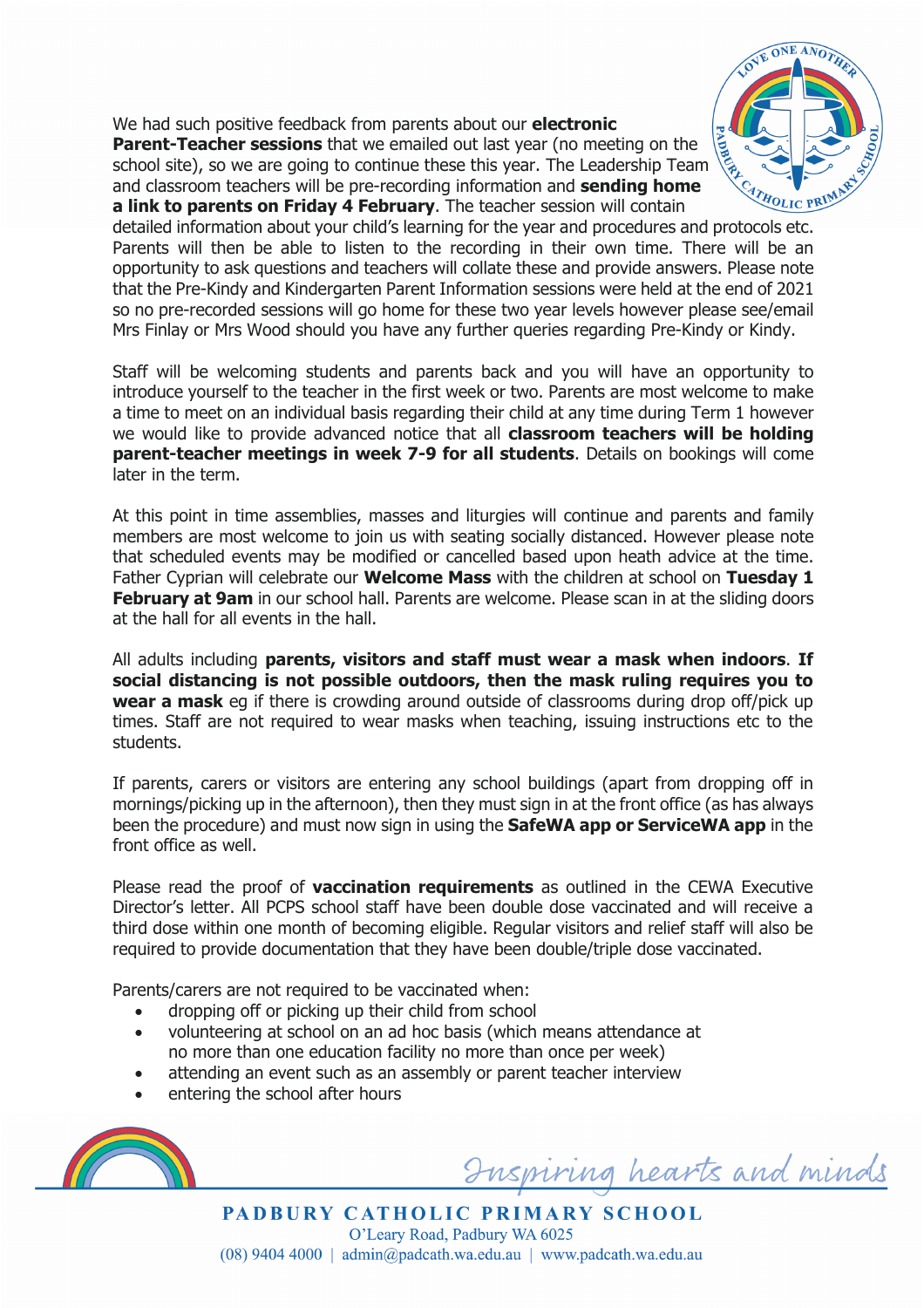We had such positive feedback from parents about our **electronic Parent-Teacher sessions** that we emailed out last year (no meeting on the school site), so we are going to continue these this year. The Leadership Team and classroom teachers will be pre-recording information and **sending home a link to parents on Friday 4 February**. The teacher session will contain detailed information about your child's learning for the year and procedures and protocols etc. Parents will then be able to listen to the recording in their own time. There will be an opportunity to ask questions and teachers will collate these and provide answers. Please note that the Pre-Kindy and Kindergarten Parent Information sessions were held at the end of 2021 so no pre-recorded sessions will go home for these two year levels however please see/email Mrs Finlay or Mrs Wood should you have any further queries regarding Pre-Kindy or Kindy.

Staff will be welcoming students and parents back and you will have an opportunity to introduce yourself to the teacher in the first week or two. Parents are most welcome to make a time to meet on an individual basis regarding their child at any time during Term 1 however we would like to provide advanced notice that all **classroom teachers will be holding parent-teacher meetings in week 7-9 for all students**. Details on bookings will come later in the term.

At this point in time assemblies, masses and liturgies will continue and parents and family members are most welcome to join us with seating socially distanced. However please note that scheduled events may be modified or cancelled based upon heath advice at the time. Father Cyprian will celebrate our **Welcome Mass** with the children at school on **Tuesday 1 February at 9am** in our school hall. Parents are welcome. Please scan in at the sliding doors at the hall for all events in the hall.

All adults including **parents, visitors and staff must wear a mask when indoors**. **If social distancing is not possible outdoors, then the mask ruling requires you to wear a mask** eg if there is crowding around outside of classrooms during drop off/pick up times. Staff are not required to wear masks when teaching, issuing instructions etc to the students.

If parents, carers or visitors are entering any school buildings (apart from dropping off in mornings/picking up in the afternoon), then they must sign in at the front office (as has always been the procedure) and must now sign in using the **SafeWA app or ServiceWA app** in the front office as well.

Please read the proof of **vaccination requirements** as outlined in the CEWA Executive Director's letter. All PCPS school staff have been double dose vaccinated and will receive a third dose within one month of becoming eligible. Regular visitors and relief staff will also be required to provide documentation that they have been double/triple dose vaccinated.

Parents/carers are not required to be vaccinated when:

- dropping off or picking up their child from school
- volunteering at school on an ad hoc basis (which means attendance at no more than one education facility no more than once per week)
- attending an event such as an assembly or parent teacher interview
- entering the school after hours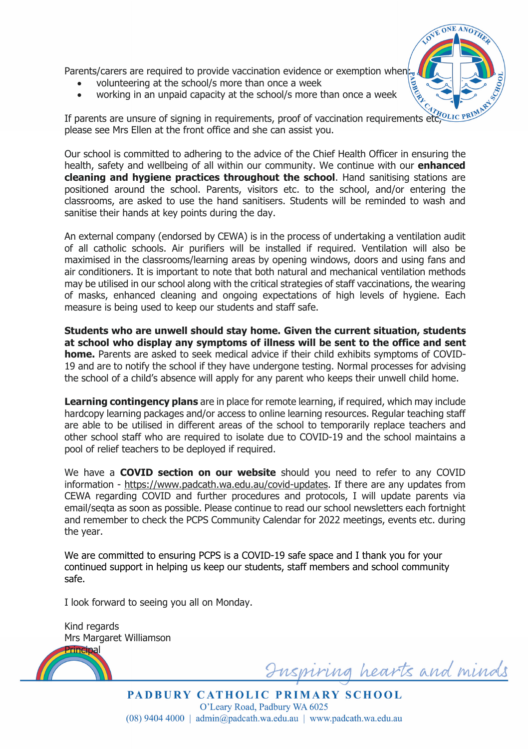Parents/carers are required to provide vaccination evidence or exemption when:

- volunteering at the school/s more than once a week
- working in an unpaid capacity at the school/s more than once a week

If parents are unsure of signing in requirements, proof of vaccination requirements etc, please see Mrs Ellen at the front office and she can assist you.

Our school is committed to adhering to the advice of the Chief Health Officer in ensuring the health, safety and wellbeing of all within our community. We continue with our **enhanced cleaning and hygiene practices throughout the school**. Hand sanitising stations are positioned around the school. Parents, visitors etc. to the school, and/or entering the classrooms, are asked to use the hand sanitisers. Students will be reminded to wash and sanitise their hands at key points during the day.

An external company (endorsed by CEWA) is in the process of undertaking a ventilation audit of all catholic schools. Air purifiers will be installed if required. Ventilation will also be maximised in the classrooms/learning areas by opening windows, doors and using fans and air conditioners. It is important to note that both natural and mechanical ventilation methods may be utilised in our school along with the critical strategies of staff vaccinations, the wearing of masks, enhanced cleaning and ongoing expectations of high levels of hygiene. Each measure is being used to keep our students and staff safe.

**Students who are unwell should stay home. Given the current situation, students at school who display any symptoms of illness will be sent to the office and sent home.** Parents are asked to seek medical advice if their child exhibits symptoms of COVID-19 and are to notify the school if they have undergone testing. Normal processes for advising the school of a child's absence will apply for any parent who keeps their unwell child home.

**Learning contingency plans** are in place for remote learning, if required, which may include hardcopy learning packages and/or access to online learning resources. Regular teaching staff are able to be utilised in different areas of the school to temporarily replace teachers and other school staff who are required to isolate due to COVID-19 and the school maintains a pool of relief teachers to be deployed if required.

We have a **COVID section on our website** should you need to refer to any COVID information - https://www.padcath.wa.edu.au/covid-updates. If there are any updates from CEWA regarding COVID and further procedures and protocols, I will update parents via email/seqta as soon as possible. Please continue to read our school newsletters each fortnight and remember to check the PCPS Community Calendar for 2022 meetings, events etc. during the year.

We are committed to ensuring PCPS is a COVID-19 safe space and I thank you for your continued support in helping us keep our students, staff members and school community safe.

I look forward to seeing you all on Monday.

Kind regards
Mrs Margaret Williamson
Principal

*Inspiring hearts and minds*

**PADBURY CATHOLIC PRIMARY SCHOOL**
O'Leary Road, Padbury WA 6025
(08) 9404 4000 | admin@padcath.wa.edu.au | www.padcath.wa.edu.au